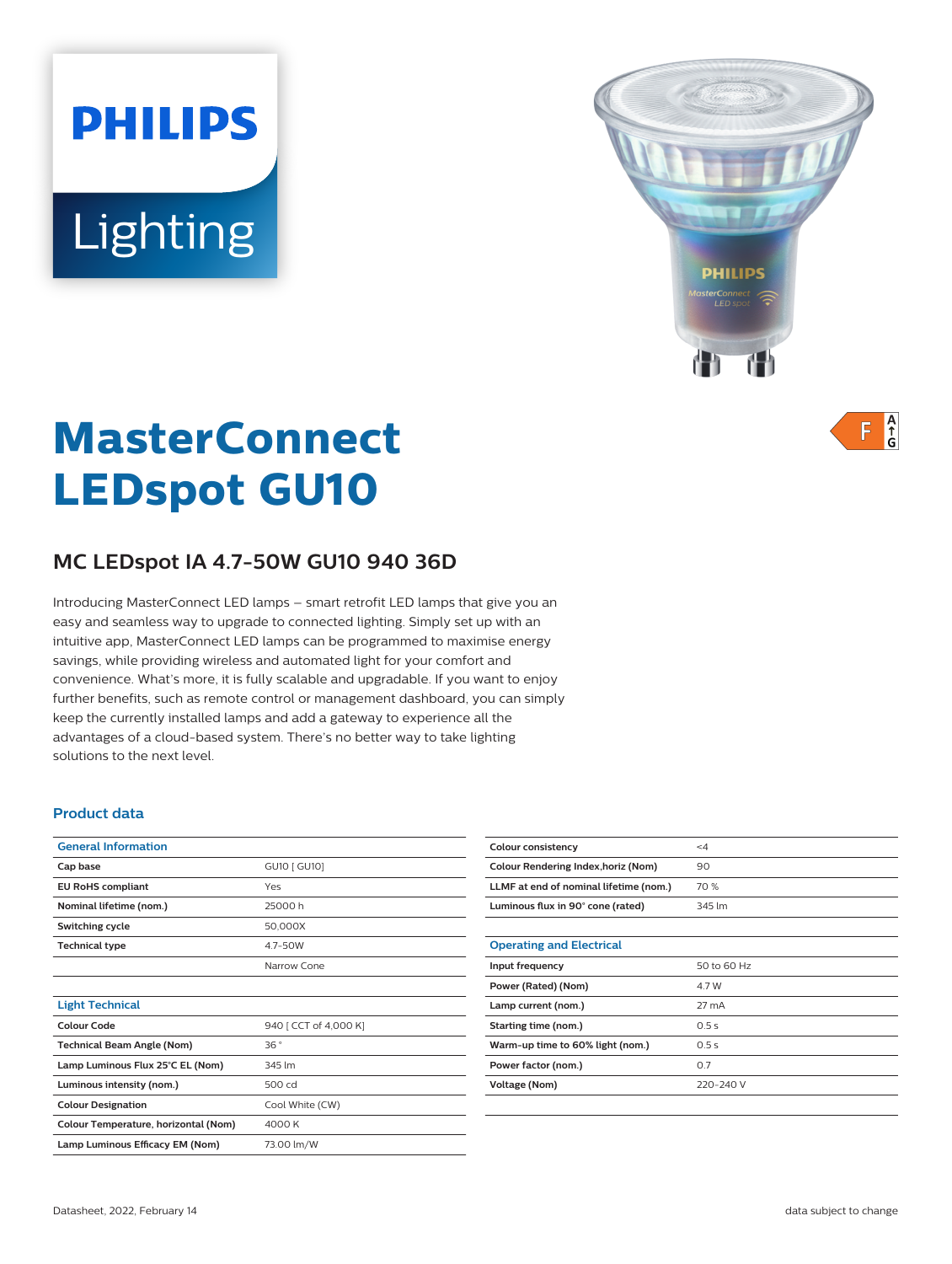# MasterConnect LEDspot GU10

## MC LEDspot IA 4.7-50W GU10 940 36D

Introducing MasterConnect LED lamps – smart retrofit LED lamps that give you an easy and seamless way to upgrade to connected lighting. Simply set up with an intuitive app, MasterConnect LED lamps can be programmed to maximise energy savings, while providing wireless and automated light for your comfort and convenience. What's more, it is fully scalable and upgradable. If you want to enjoy further benefits, such as remote control or management dashboard, you can simply keep the currently installed lamps and add a gateway to experience all the advantages of a cloud-based system. There's no better way to take lighting solutions to the next level.

### Product data

| General Information | |
|---|---|
| **Cap base** | GU10 [ GU10] |
| **EU RoHS compliant** | Yes |
| **Nominal lifetime (nom.)** | 25000 h |
| **Switching cycle** | 50,000X |
| **Technical type** | 4.7-50W |
| | Narrow Cone |

| Light Technical | |
|---|---|
| **Colour Code** | 940 [ CCT of 4,000 K] |
| **Technical Beam Angle (Nom)** | 36 ° |
| **Lamp Luminous Flux 25°C EL (Nom)** | 345 lm |
| **Luminous intensity (nom.)** | 500 cd |
| **Colour Designation** | Cool White (CW) |
| **Colour Temperature, horizontal (Nom)** | 4000 K |
| **Lamp Luminous Efficacy EM (Nom)** | 73.00 lm/W |
| **Colour consistency** | <4 |
| **Colour Rendering Index,horiz (Nom)** | 90 |
| **LLMF at end of nominal lifetime (nom.)** | 70 % |
| **Luminous flux in 90° cone (rated)** | 345 lm |

| Operating and Electrical | |
|---|---|
| **Input frequency** | 50 to 60 Hz |
| **Power (Rated) (Nom)** | 4.7 W |
| **Lamp current (nom.)** | 27 mA |
| **Starting time (nom.)** | 0.5 s |
| **Warm-up time to 60% light (nom.)** | 0.5 s |
| **Power factor (nom.)** | 0.7 |
| **Voltage (Nom)** | 220-240 V |

Datasheet, 2022, February 14

data subject to change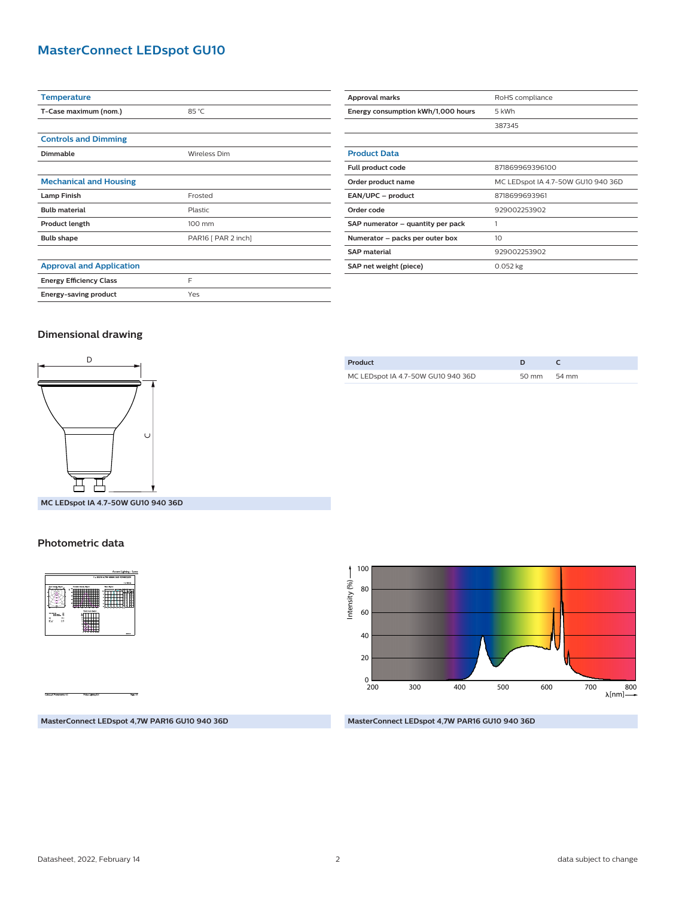# MasterConnect LEDspot GU10

| Temperature | |
|---|---|
| T-Case maximum (nom.) | 85 °C |

| Controls and Dimming | |
|---|---|
| Dimmable | Wireless Dim |

| Mechanical and Housing | |
|---|---|
| Lamp Finish | Frosted |
| Bulb material | Plastic |
| Product length | 100 mm |
| Bulb shape | PAR16 [ PAR 2 inch] |

| Approval and Application | |
|---|---|
| Energy Efficiency Class | F |
| Energy-saving product | Yes |
| Approval marks | RoHS compliance |
| Energy consumption kWh/1,000 hours | 5 kWh |
| | 387345 |

| Product Data | |
|---|---|
| Full product code | 871869969396100 |
| Order product name | MC LEDspot IA 4.7-50W GU10 940 36D |
| EAN/UPC – product | 8718699693961 |
| Order code | 929002253902 |
| SAP numerator – quantity per pack | 1 |
| Numerator – packs per outer box | 10 |
| SAP material | 929002253902 |
| SAP net weight (piece) | 0.052 kg |

## Dimensional drawing

MC LEDspot IA 4.7-50W GU10 940 36D

| Product | D | C |
|---|---|---|
| MC LEDspot IA 4.7-50W GU10 940 36D | 50 mm | 54 mm |

## Photometric data

MasterConnect LEDspot 4,7W PAR16 GU10 940 36D

MasterConnect LEDspot 4,7W PAR16 GU10 940 36D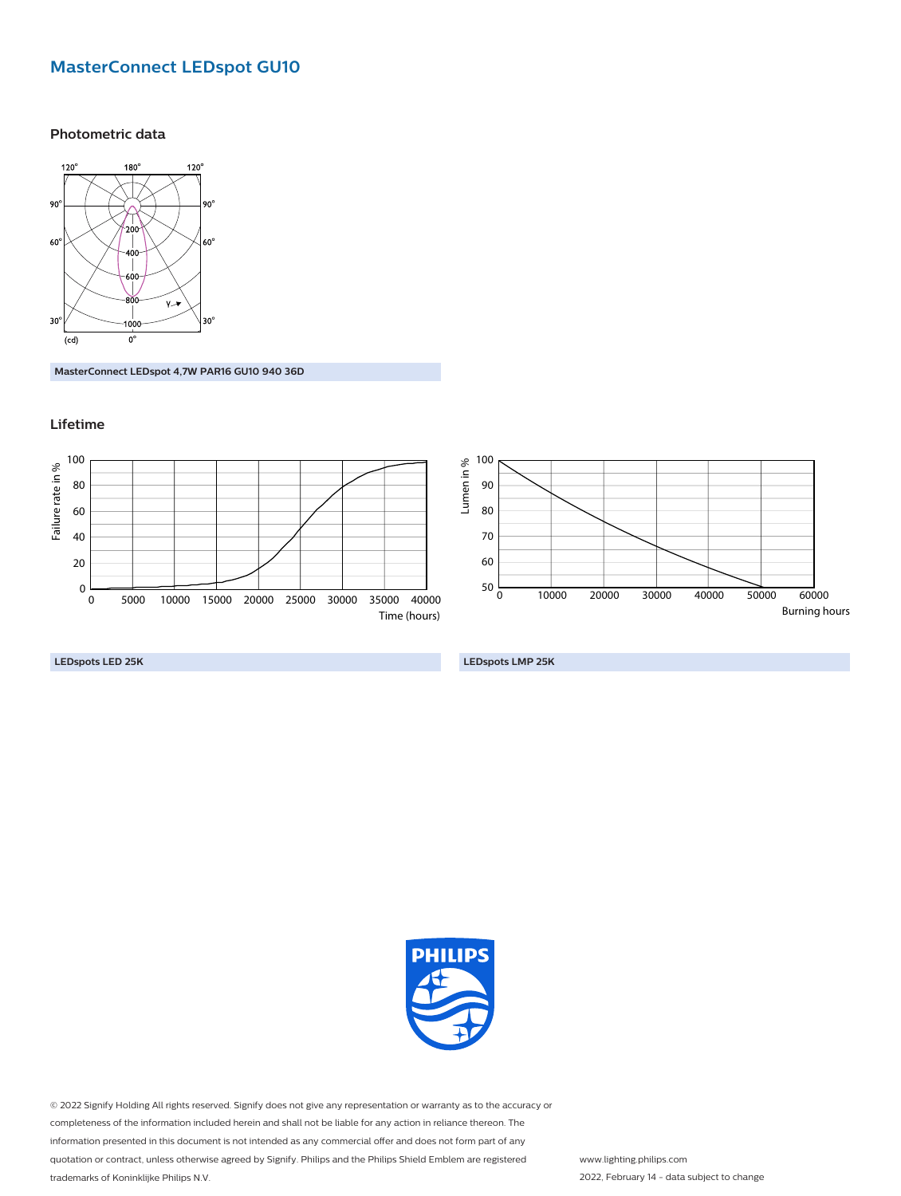# MasterConnect LEDspot GU10

## Photometric data

120° 180° 120°
90° 90°
60° 60°
30° 30°
200
400
600
800
1000
(cd) 0°
γ

MasterConnect LEDspot 4,7W PAR16 GU10 940 36D

## Lifetime

Failure rate in %
100
80
60
40
20
0
0 5000 10000 15000 20000 25000 30000 35000 40000
Time (hours)

LEDspots LED 25K

Lumen in %
100
90
80
70
60
50
0 10000 20000 30000 40000 50000 60000
Burning hours

LEDspots LMP 25K

© 2022 Signify Holding All rights reserved. Signify does not give any representation or warranty as to the accuracy or completeness of the information included herein and shall not be liable for any action in reliance thereon. The information presented in this document is not intended as any commercial offer and does not form part of any quotation or contract, unless otherwise agreed by Signify. Philips and the Philips Shield Emblem are registered trademarks of Koninklijke Philips N.V.

www.lighting.philips.com

2022, February 14 - data subject to change